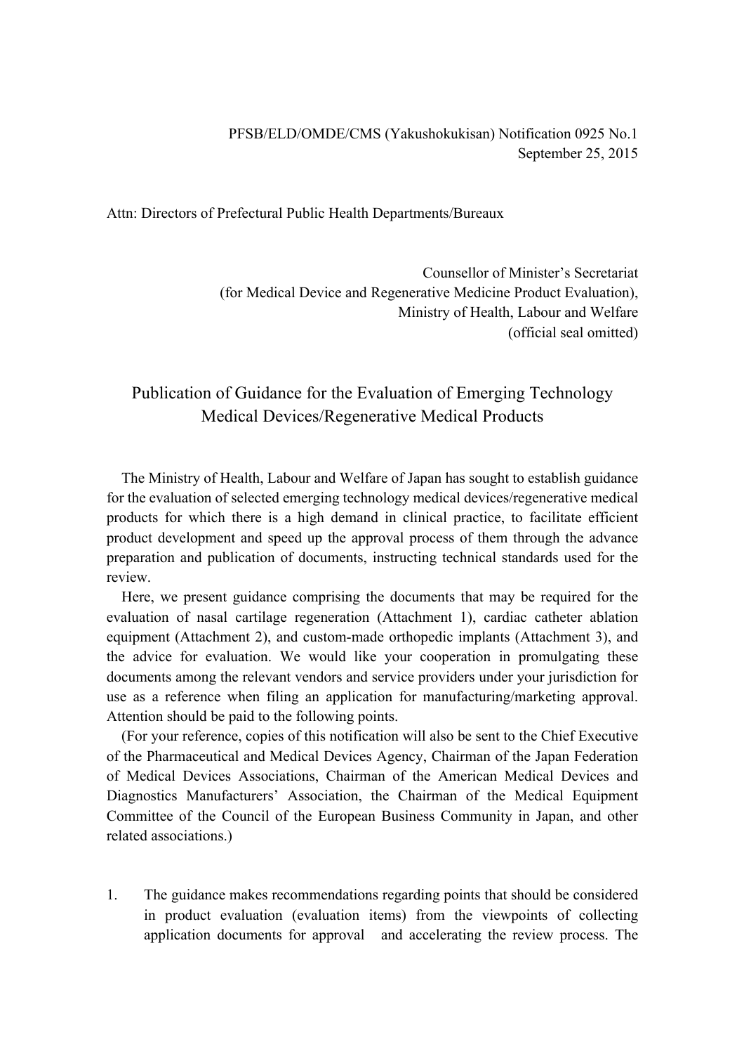PFSB/ELD/OMDE/CMS (Yakushokukisan) Notification 0925 No.1
September 25, 2015

Attn: Directors of Prefectural Public Health Departments/Bureaux

Counsellor of Minister's Secretariat
(for Medical Device and Regenerative Medicine Product Evaluation),
Ministry of Health, Labour and Welfare
(official seal omitted)

# Publication of Guidance for the Evaluation of Emerging Technology Medical Devices/Regenerative Medical Products

The Ministry of Health, Labour and Welfare of Japan has sought to establish guidance for the evaluation of selected emerging technology medical devices/regenerative medical products for which there is a high demand in clinical practice, to facilitate efficient product development and speed up the approval process of them through the advance preparation and publication of documents, instructing technical standards used for the review.

Here, we present guidance comprising the documents that may be required for the evaluation of nasal cartilage regeneration (Attachment 1), cardiac catheter ablation equipment (Attachment 2), and custom-made orthopedic implants (Attachment 3), and the advice for evaluation. We would like your cooperation in promulgating these documents among the relevant vendors and service providers under your jurisdiction for use as a reference when filing an application for manufacturing/marketing approval. Attention should be paid to the following points.

(For your reference, copies of this notification will also be sent to the Chief Executive of the Pharmaceutical and Medical Devices Agency, Chairman of the Japan Federation of Medical Devices Associations, Chairman of the American Medical Devices and Diagnostics Manufacturers' Association, the Chairman of the Medical Equipment Committee of the Council of the European Business Community in Japan, and other related associations.)

1. The guidance makes recommendations regarding points that should be considered in product evaluation (evaluation items) from the viewpoints of collecting application documents for approval and accelerating the review process. The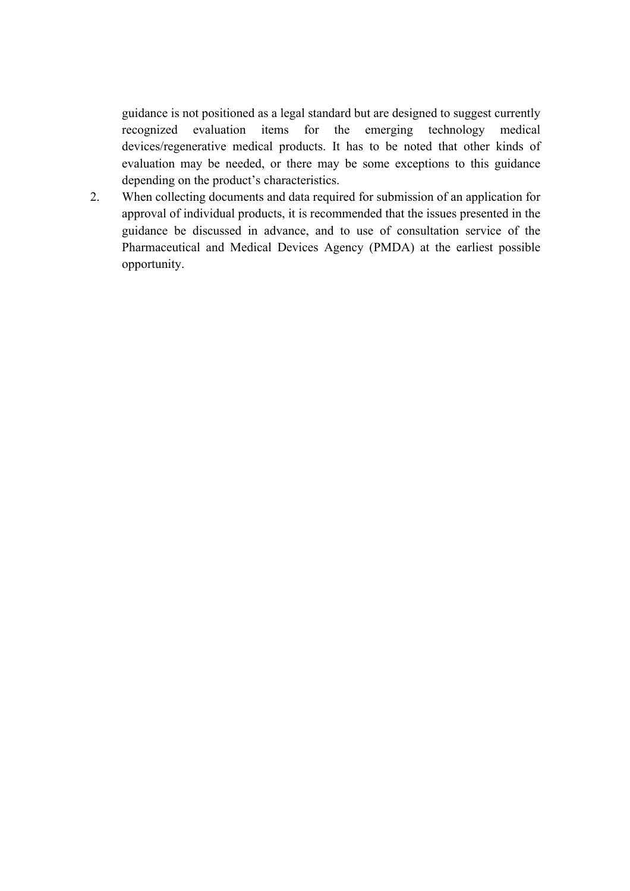guidance is not positioned as a legal standard but are designed to suggest currently recognized evaluation items for the emerging technology medical devices/regenerative medical products. It has to be noted that other kinds of evaluation may be needed, or there may be some exceptions to this guidance depending on the product's characteristics.

2. When collecting documents and data required for submission of an application for approval of individual products, it is recommended that the issues presented in the guidance be discussed in advance, and to use of consultation service of the Pharmaceutical and Medical Devices Agency (PMDA) at the earliest possible opportunity.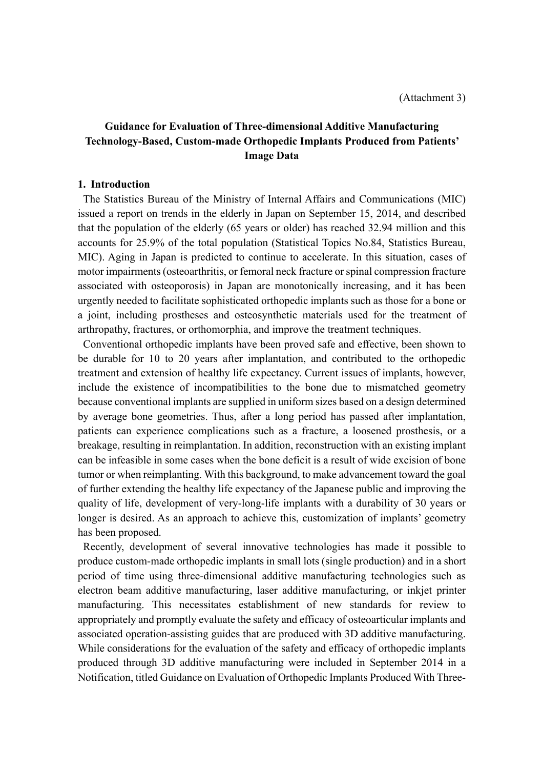(Attachment 3)

# Guidance for Evaluation of Three-dimensional Additive Manufacturing Technology-Based, Custom-made Orthopedic Implants Produced from Patients' Image Data

## 1. Introduction

The Statistics Bureau of the Ministry of Internal Affairs and Communications (MIC) issued a report on trends in the elderly in Japan on September 15, 2014, and described that the population of the elderly (65 years or older) has reached 32.94 million and this accounts for 25.9% of the total population (Statistical Topics No.84, Statistics Bureau, MIC). Aging in Japan is predicted to continue to accelerate. In this situation, cases of motor impairments (osteoarthritis, or femoral neck fracture or spinal compression fracture associated with osteoporosis) in Japan are monotonically increasing, and it has been urgently needed to facilitate sophisticated orthopedic implants such as those for a bone or a joint, including prostheses and osteosynthetic materials used for the treatment of arthropathy, fractures, or orthomorphia, and improve the treatment techniques.

Conventional orthopedic implants have been proved safe and effective, been shown to be durable for 10 to 20 years after implantation, and contributed to the orthopedic treatment and extension of healthy life expectancy. Current issues of implants, however, include the existence of incompatibilities to the bone due to mismatched geometry because conventional implants are supplied in uniform sizes based on a design determined by average bone geometries. Thus, after a long period has passed after implantation, patients can experience complications such as a fracture, a loosened prosthesis, or a breakage, resulting in reimplantation. In addition, reconstruction with an existing implant can be infeasible in some cases when the bone deficit is a result of wide excision of bone tumor or when reimplanting. With this background, to make advancement toward the goal of further extending the healthy life expectancy of the Japanese public and improving the quality of life, development of very-long-life implants with a durability of 30 years or longer is desired. As an approach to achieve this, customization of implants' geometry has been proposed.

Recently, development of several innovative technologies has made it possible to produce custom-made orthopedic implants in small lots (single production) and in a short period of time using three-dimensional additive manufacturing technologies such as electron beam additive manufacturing, laser additive manufacturing, or inkjet printer manufacturing. This necessitates establishment of new standards for review to appropriately and promptly evaluate the safety and efficacy of osteoarticular implants and associated operation-assisting guides that are produced with 3D additive manufacturing. While considerations for the evaluation of the safety and efficacy of orthopedic implants produced through 3D additive manufacturing were included in September 2014 in a Notification, titled Guidance on Evaluation of Orthopedic Implants Produced With Three-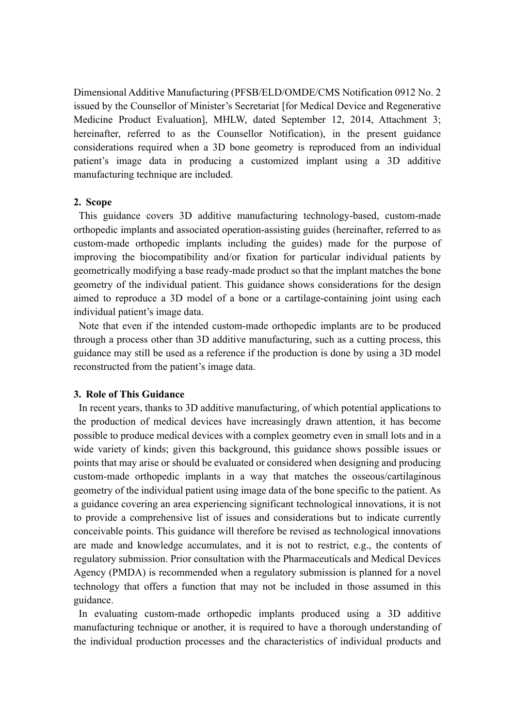Dimensional Additive Manufacturing (PFSB/ELD/OMDE/CMS Notification 0912 No. 2 issued by the Counsellor of Minister's Secretariat [for Medical Device and Regenerative Medicine Product Evaluation], MHLW, dated September 12, 2014, Attachment 3; hereinafter, referred to as the Counsellor Notification), in the present guidance considerations required when a 3D bone geometry is reproduced from an individual patient's image data in producing a customized implant using a 3D additive manufacturing technique are included.

## 2. Scope

This guidance covers 3D additive manufacturing technology-based, custom-made orthopedic implants and associated operation-assisting guides (hereinafter, referred to as custom-made orthopedic implants including the guides) made for the purpose of improving the biocompatibility and/or fixation for particular individual patients by geometrically modifying a base ready-made product so that the implant matches the bone geometry of the individual patient. This guidance shows considerations for the design aimed to reproduce a 3D model of a bone or a cartilage-containing joint using each individual patient's image data.

Note that even if the intended custom-made orthopedic implants are to be produced through a process other than 3D additive manufacturing, such as a cutting process, this guidance may still be used as a reference if the production is done by using a 3D model reconstructed from the patient's image data.

## 3. Role of This Guidance

In recent years, thanks to 3D additive manufacturing, of which potential applications to the production of medical devices have increasingly drawn attention, it has become possible to produce medical devices with a complex geometry even in small lots and in a wide variety of kinds; given this background, this guidance shows possible issues or points that may arise or should be evaluated or considered when designing and producing custom-made orthopedic implants in a way that matches the osseous/cartilaginous geometry of the individual patient using image data of the bone specific to the patient. As a guidance covering an area experiencing significant technological innovations, it is not to provide a comprehensive list of issues and considerations but to indicate currently conceivable points. This guidance will therefore be revised as technological innovations are made and knowledge accumulates, and it is not to restrict, e.g., the contents of regulatory submission. Prior consultation with the Pharmaceuticals and Medical Devices Agency (PMDA) is recommended when a regulatory submission is planned for a novel technology that offers a function that may not be included in those assumed in this guidance.

In evaluating custom-made orthopedic implants produced using a 3D additive manufacturing technique or another, it is required to have a thorough understanding of the individual production processes and the characteristics of individual products and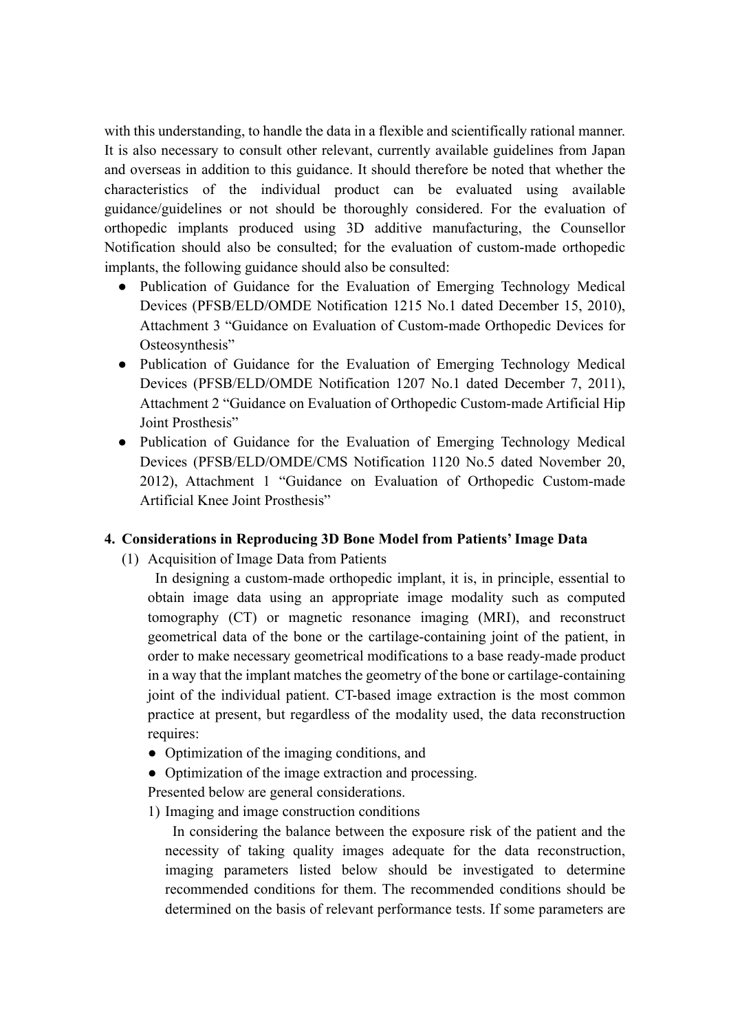with this understanding, to handle the data in a flexible and scientifically rational manner. It is also necessary to consult other relevant, currently available guidelines from Japan and overseas in addition to this guidance. It should therefore be noted that whether the characteristics of the individual product can be evaluated using available guidance/guidelines or not should be thoroughly considered. For the evaluation of orthopedic implants produced using 3D additive manufacturing, the Counsellor Notification should also be consulted; for the evaluation of custom-made orthopedic implants, the following guidance should also be consulted:

- Publication of Guidance for the Evaluation of Emerging Technology Medical Devices (PFSB/ELD/OMDE Notification 1215 No.1 dated December 15, 2010), Attachment 3 "Guidance on Evaluation of Custom-made Orthopedic Devices for Osteosynthesis"
- Publication of Guidance for the Evaluation of Emerging Technology Medical Devices (PFSB/ELD/OMDE Notification 1207 No.1 dated December 7, 2011), Attachment 2 "Guidance on Evaluation of Orthopedic Custom-made Artificial Hip Joint Prosthesis"
- Publication of Guidance for the Evaluation of Emerging Technology Medical Devices (PFSB/ELD/OMDE/CMS Notification 1120 No.5 dated November 20, 2012), Attachment 1 "Guidance on Evaluation of Orthopedic Custom-made Artificial Knee Joint Prosthesis"

## 4. Considerations in Reproducing 3D Bone Model from Patients' Image Data

(1) Acquisition of Image Data from Patients

In designing a custom-made orthopedic implant, it is, in principle, essential to obtain image data using an appropriate image modality such as computed tomography (CT) or magnetic resonance imaging (MRI), and reconstruct geometrical data of the bone or the cartilage-containing joint of the patient, in order to make necessary geometrical modifications to a base ready-made product in a way that the implant matches the geometry of the bone or cartilage-containing joint of the individual patient. CT-based image extraction is the most common practice at present, but regardless of the modality used, the data reconstruction requires:

- Optimization of the imaging conditions, and
- Optimization of the image extraction and processing.

Presented below are general considerations.

1) Imaging and image construction conditions

In considering the balance between the exposure risk of the patient and the necessity of taking quality images adequate for the data reconstruction, imaging parameters listed below should be investigated to determine recommended conditions for them. The recommended conditions should be determined on the basis of relevant performance tests. If some parameters are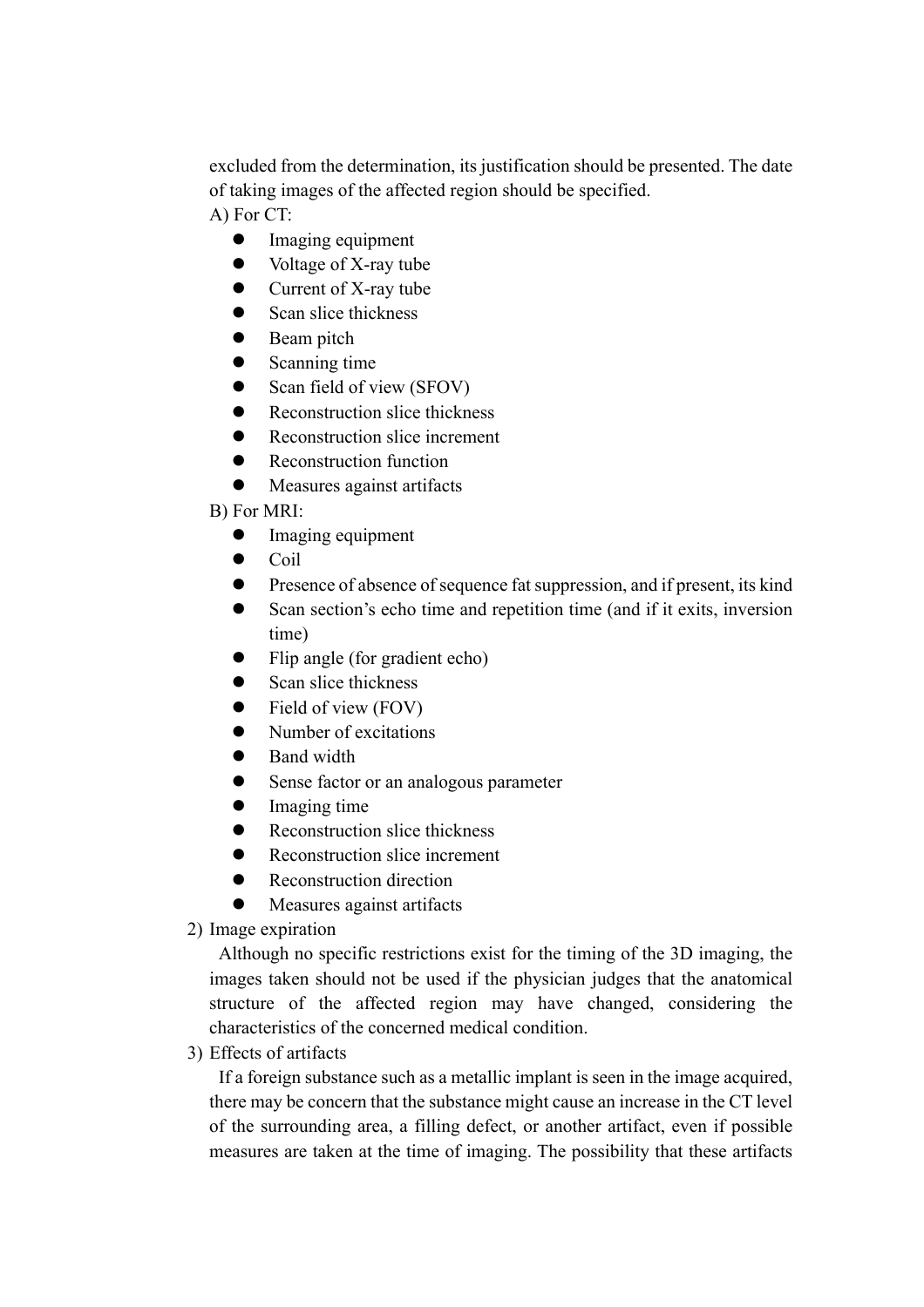excluded from the determination, its justification should be presented. The date of taking images of the affected region should be specified.

A) For CT:

- Imaging equipment
- Voltage of X-ray tube
- Current of X-ray tube
- Scan slice thickness
- Beam pitch
- Scanning time
- Scan field of view (SFOV)
- Reconstruction slice thickness
- Reconstruction slice increment
- Reconstruction function
- Measures against artifacts

B) For MRI:

- Imaging equipment
- Coil
- Presence of absence of sequence fat suppression, and if present, its kind
- Scan section's echo time and repetition time (and if it exits, inversion time)
- Flip angle (for gradient echo)
- Scan slice thickness
- Field of view (FOV)
- Number of excitations
- Band width
- Sense factor or an analogous parameter
- Imaging time
- Reconstruction slice thickness
- Reconstruction slice increment
- Reconstruction direction
- Measures against artifacts

2) Image expiration

Although no specific restrictions exist for the timing of the 3D imaging, the images taken should not be used if the physician judges that the anatomical structure of the affected region may have changed, considering the characteristics of the concerned medical condition.

3) Effects of artifacts

If a foreign substance such as a metallic implant is seen in the image acquired, there may be concern that the substance might cause an increase in the CT level of the surrounding area, a filling defect, or another artifact, even if possible measures are taken at the time of imaging. The possibility that these artifacts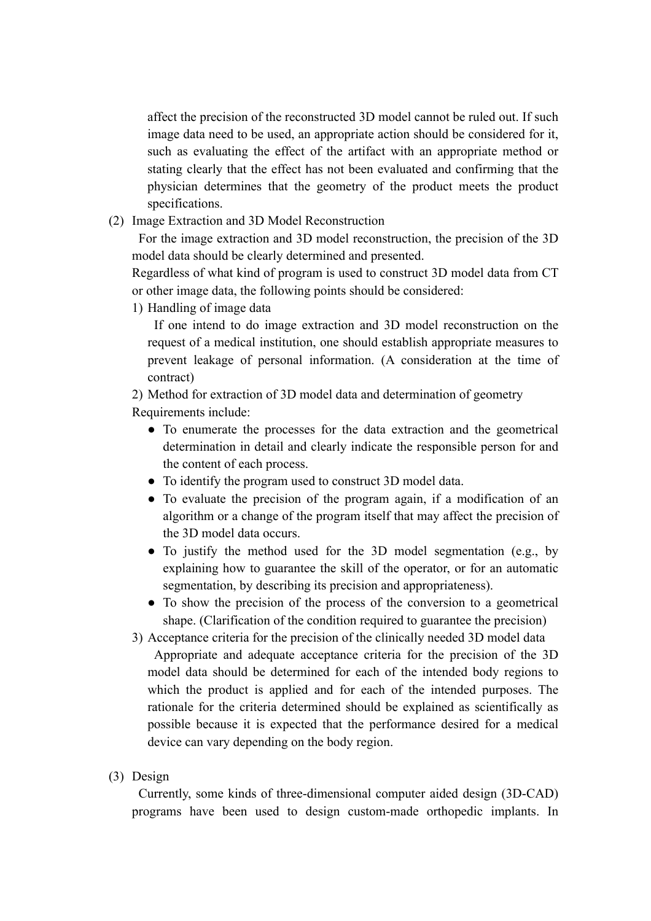affect the precision of the reconstructed 3D model cannot be ruled out. If such image data need to be used, an appropriate action should be considered for it, such as evaluating the effect of the artifact with an appropriate method or stating clearly that the effect has not been evaluated and confirming that the physician determines that the geometry of the product meets the product specifications.

(2) Image Extraction and 3D Model Reconstruction

For the image extraction and 3D model reconstruction, the precision of the 3D model data should be clearly determined and presented.

Regardless of what kind of program is used to construct 3D model data from CT or other image data, the following points should be considered:

1) Handling of image data

If one intend to do image extraction and 3D model reconstruction on the request of a medical institution, one should establish appropriate measures to prevent leakage of personal information. (A consideration at the time of contract)

2) Method for extraction of 3D model data and determination of geometry

Requirements include:

- To enumerate the processes for the data extraction and the geometrical determination in detail and clearly indicate the responsible person for and the content of each process.
- To identify the program used to construct 3D model data.
- To evaluate the precision of the program again, if a modification of an algorithm or a change of the program itself that may affect the precision of the 3D model data occurs.
- To justify the method used for the 3D model segmentation (e.g., by explaining how to guarantee the skill of the operator, or for an automatic segmentation, by describing its precision and appropriateness).
- To show the precision of the process of the conversion to a geometrical shape. (Clarification of the condition required to guarantee the precision)

3) Acceptance criteria for the precision of the clinically needed 3D model data

Appropriate and adequate acceptance criteria for the precision of the 3D model data should be determined for each of the intended body regions to which the product is applied and for each of the intended purposes. The rationale for the criteria determined should be explained as scientifically as possible because it is expected that the performance desired for a medical device can vary depending on the body region.

(3) Design

Currently, some kinds of three-dimensional computer aided design (3D-CAD) programs have been used to design custom-made orthopedic implants. In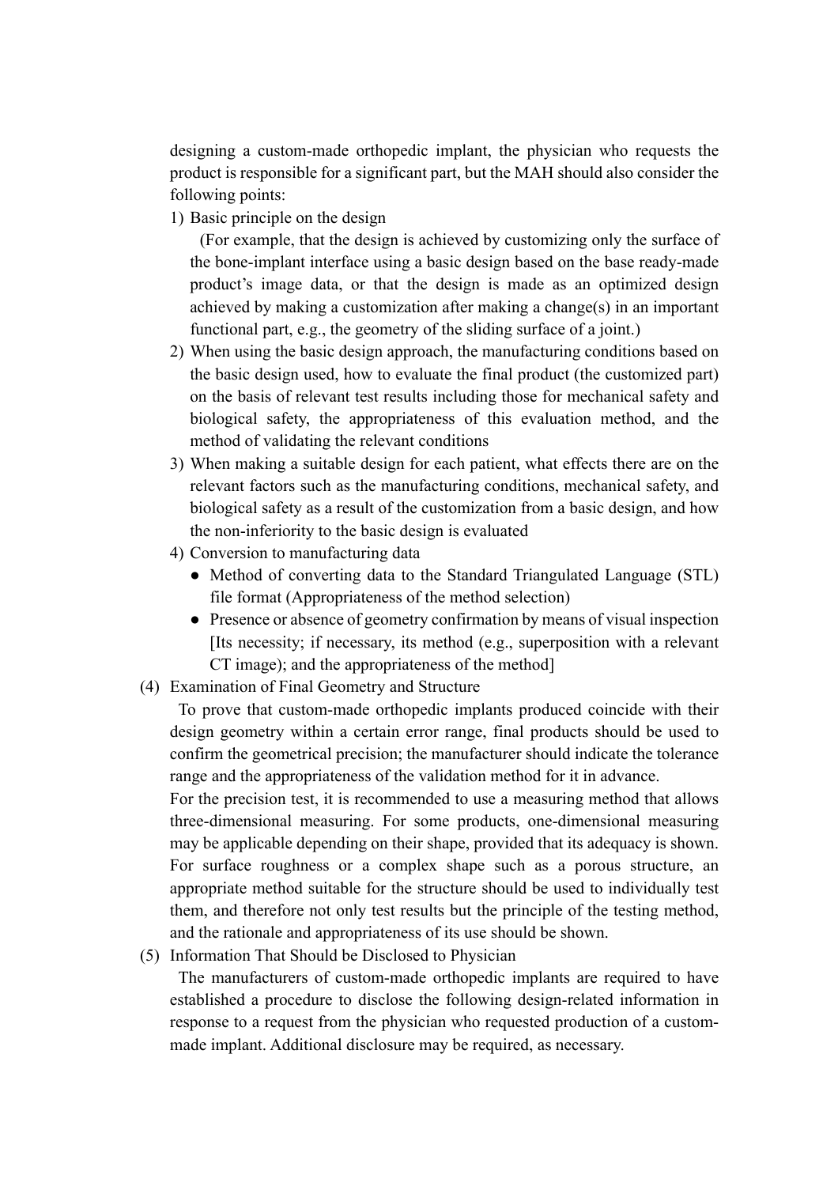designing a custom-made orthopedic implant, the physician who requests the product is responsible for a significant part, but the MAH should also consider the following points:

1) Basic principle on the design

   (For example, that the design is achieved by customizing only the surface of the bone-implant interface using a basic design based on the base ready-made product's image data, or that the design is made as an optimized design achieved by making a customization after making a change(s) in an important functional part, e.g., the geometry of the sliding surface of a joint.)

2) When using the basic design approach, the manufacturing conditions based on the basic design used, how to evaluate the final product (the customized part) on the basis of relevant test results including those for mechanical safety and biological safety, the appropriateness of this evaluation method, and the method of validating the relevant conditions

3) When making a suitable design for each patient, what effects there are on the relevant factors such as the manufacturing conditions, mechanical safety, and biological safety as a result of the customization from a basic design, and how the non-inferiority to the basic design is evaluated

4) Conversion to manufacturing data
   - Method of converting data to the Standard Triangulated Language (STL) file format (Appropriateness of the method selection)
   - Presence or absence of geometry confirmation by means of visual inspection [Its necessity; if necessary, its method (e.g., superposition with a relevant CT image); and the appropriateness of the method]

(4) Examination of Final Geometry and Structure

To prove that custom-made orthopedic implants produced coincide with their design geometry within a certain error range, final products should be used to confirm the geometrical precision; the manufacturer should indicate the tolerance range and the appropriateness of the validation method for it in advance.

For the precision test, it is recommended to use a measuring method that allows three-dimensional measuring. For some products, one-dimensional measuring may be applicable depending on their shape, provided that its adequacy is shown. For surface roughness or a complex shape such as a porous structure, an appropriate method suitable for the structure should be used to individually test them, and therefore not only test results but the principle of the testing method, and the rationale and appropriateness of its use should be shown.

(5) Information That Should be Disclosed to Physician

The manufacturers of custom-made orthopedic implants are required to have established a procedure to disclose the following design-related information in response to a request from the physician who requested production of a custom-made implant. Additional disclosure may be required, as necessary.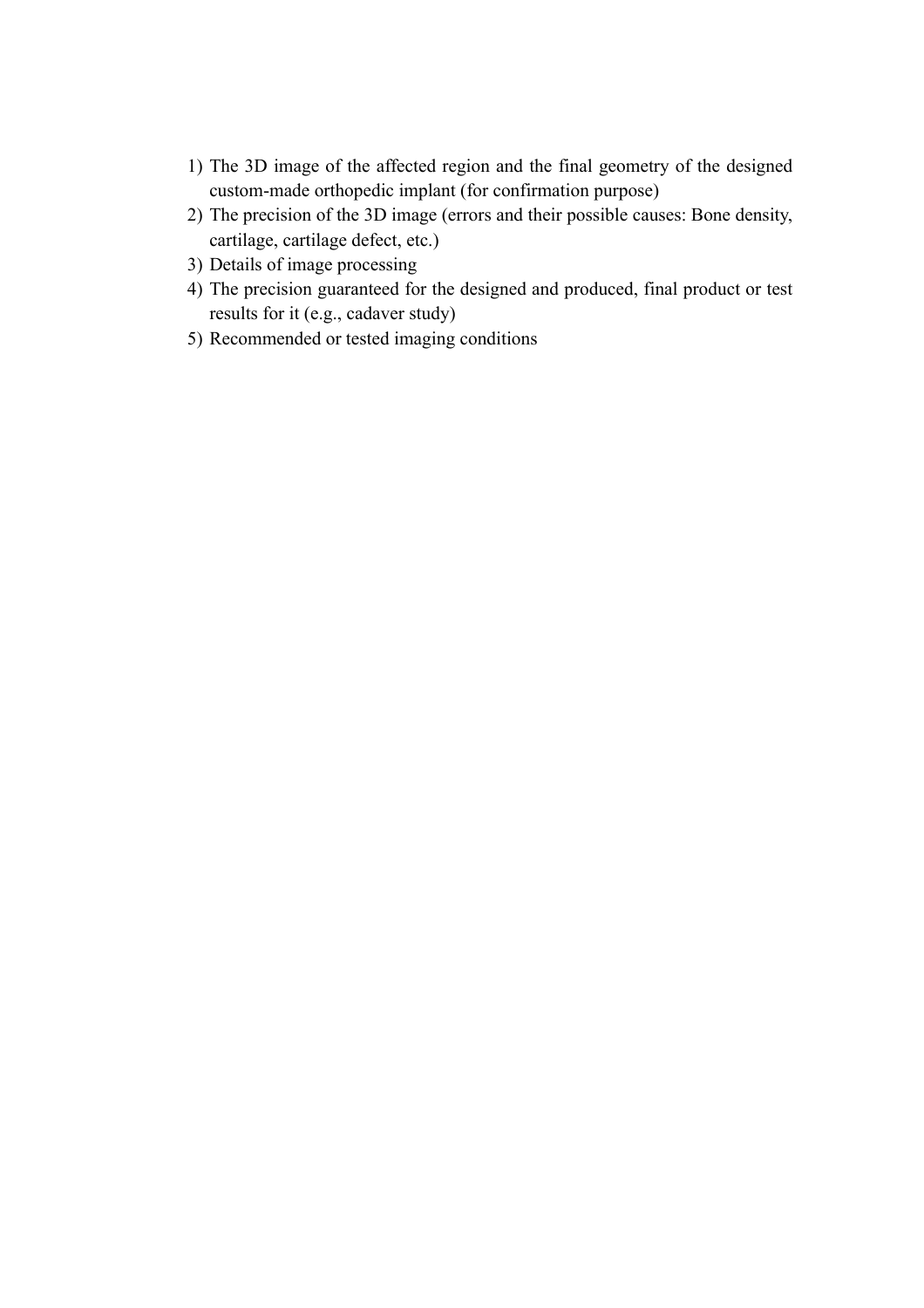1) The 3D image of the affected region and the final geometry of the designed custom-made orthopedic implant (for confirmation purpose)
2) The precision of the 3D image (errors and their possible causes: Bone density, cartilage, cartilage defect, etc.)
3) Details of image processing
4) The precision guaranteed for the designed and produced, final product or test results for it (e.g., cadaver study)
5) Recommended or tested imaging conditions